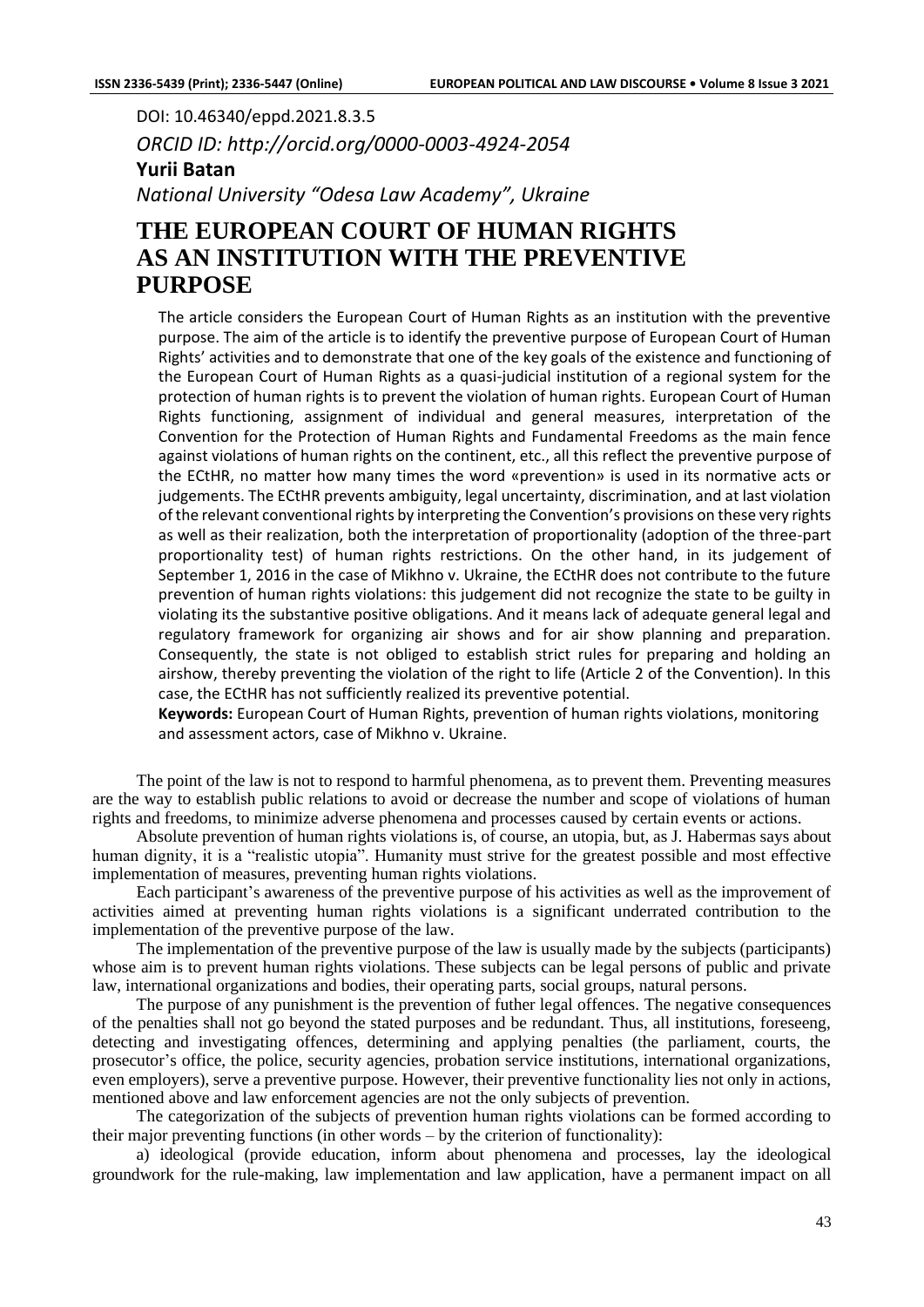DOI: 10.46340/eppd.2021.8.3.5

*ORCID ID: http://orcid.org/0000-0003-4924-2054*

**Yurii Batan**

*National University "Odesa Law Academy", Ukraine*

# THE EUROPEAN COURT OF HUMAN RIGHTS AS AN INSTITUTION WITH THE PREVENTIVE PURPOSE

The article considers the European Court of Human Rights as an institution with the preventive purpose. The aim of the article is to identify the preventive purpose of European Court of Human Rights' activities and to demonstrate that one of the key goals of the existence and functioning of the European Court of Human Rights as a quasi-judicial institution of a regional system for the protection of human rights is to prevent the violation of human rights. European Court of Human Rights functioning, assignment of individual and general measures, interpretation of the Convention for the Protection of Human Rights and Fundamental Freedoms as the main fence against violations of human rights on the continent, etc., all this reflect the preventive purpose of the ECtHR, no matter how many times the word «prevention» is used in its normative acts or judgements. The ECtHR prevents ambiguity, legal uncertainty, discrimination, and at last violation of the relevant conventional rights by interpreting the Convention's provisions on these very rights as well as their realization, both the interpretation of proportionality (adoption of the three-part proportionality test) of human rights restrictions. On the other hand, in its judgement of September 1, 2016 in the case of Mikhno v. Ukraine, the ECtHR does not contribute to the future prevention of human rights violations: this judgement did not recognize the state to be guilty in violating its the substantive positive obligations. And it means lack of adequate general legal and regulatory framework for organizing air shows and for air show planning and preparation. Consequently, the state is not obliged to establish strict rules for preparing and holding an airshow, thereby preventing the violation of the right to life (Article 2 of the Convention). In this case, the ECtHR has not sufficiently realized its preventive potential.

**Keywords:** European Court of Human Rights, prevention of human rights violations, monitoring and assessment actors, case of Mikhno v. Ukraine.

The point of the law is not to respond to harmful phenomena, as to prevent them. Preventing measures are the way to establish public relations to avoid or decrease the number and scope of violations of human rights and freedoms, to minimize adverse phenomena and processes caused by certain events or actions.

Absolute prevention of human rights violations is, of course, an utopia, but, as J. Habermas says about human dignity, it is a "realistic utopia". Humanity must strive for the greatest possible and most effective implementation of measures, preventing human rights violations.

Each participant's awareness of the preventive purpose of his activities as well as the improvement of activities aimed at preventing human rights violations is a significant underrated contribution to the implementation of the preventive purpose of the law.

The implementation of the preventive purpose of the law is usually made by the subjects (participants) whose aim is to prevent human rights violations. These subjects can be legal persons of public and private law, international organizations and bodies, their operating parts, social groups, natural persons.

The purpose of any punishment is the prevention of futher legal offences. The negative consequences of the penalties shall not go beyond the stated purposes and be redundant. Thus, all institutions, foreseeng, detecting and investigating offences, determining and applying penalties (the parliament, courts, the prosecutor's office, the police, security agencies, probation service institutions, international organizations, even employers), serve a preventive purpose. However, their preventive functionality lies not only in actions, mentioned above and law enforcement agencies are not the only subjects of prevention.

The categorization of the subjects of prevention human rights violations can be formed according to their major preventing functions (in other words – by the criterion of functionality):

a) ideological (provide education, inform about phenomena and processes, lay the ideological groundwork for the rule-making, law implementation and law application, have a permanent impact on all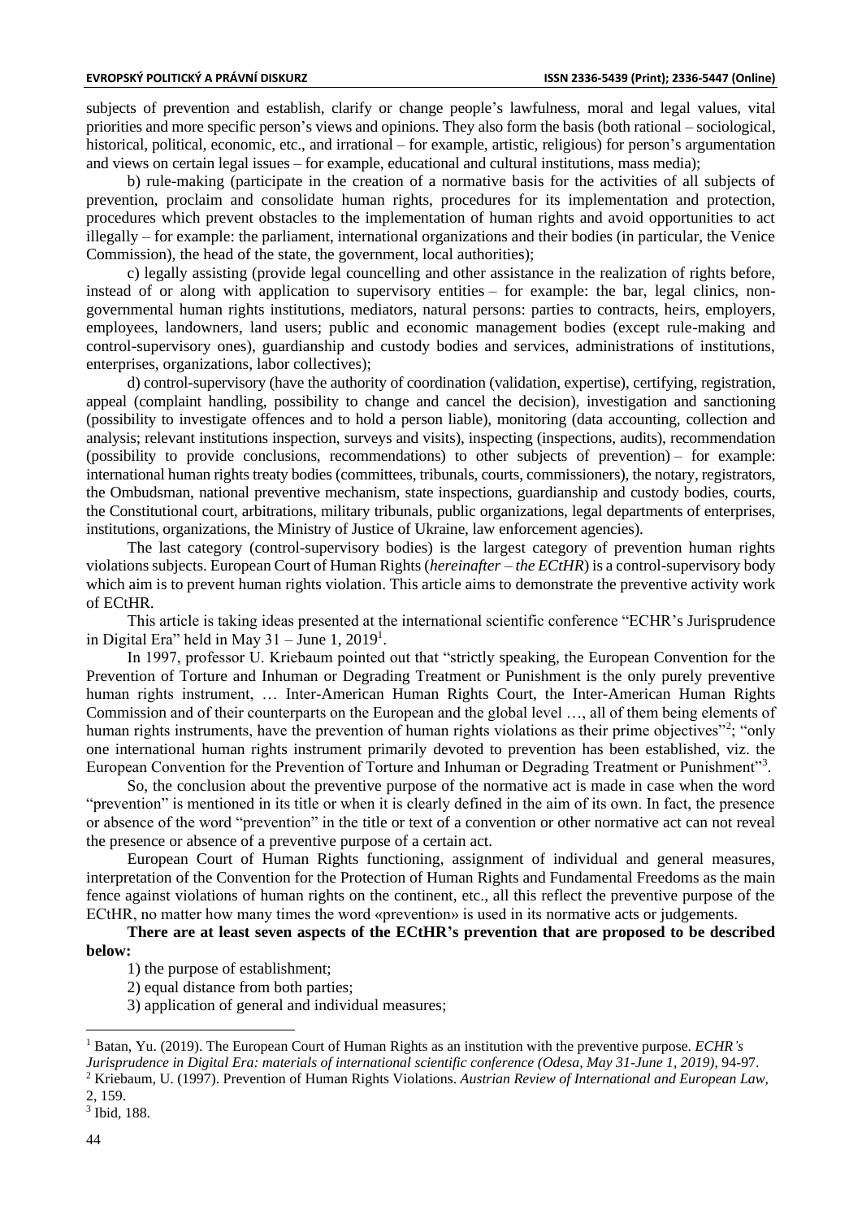subjects of prevention and establish, clarify or change people's lawfulness, moral and legal values, vital priorities and more specific person's views and opinions. They also form the basis (both rational – sociological, historical, political, economic, etc., and irrational – for example, artistic, religious) for person's argumentation and views on certain legal issues – for example, educational and cultural institutions, mass media);

b) rule-making (participate in the creation of a normative basis for the activities of all subjects of prevention, proclaim and consolidate human rights, procedures for its implementation and protection, procedures which prevent obstacles to the implementation of human rights and avoid opportunities to act illegally – for example: the parliament, international organizations and their bodies (in particular, the Venice Commission), the head of the state, the government, local authorities);

c) legally assisting (provide legal councelling and other assistance in the realization of rights before, instead of or along with application to supervisory entities – for example: the bar, legal clinics, non-governmental human rights institutions, mediators, natural persons: parties to contracts, heirs, employers, employees, landowners, land users; public and economic management bodies (except rule-making and control-supervisory ones), guardianship and custody bodies and services, administrations of institutions, enterprises, organizations, labor collectives);

d) control-supervisory (have the authority of coordination (validation, expertise), certifying, registration, appeal (complaint handling, possibility to change and cancel the decision), investigation and sanctioning (possibility to investigate offences and to hold a person liable), monitoring (data accounting, collection and analysis; relevant institutions inspection, surveys and visits), inspecting (inspections, audits), recommendation (possibility to provide conclusions, recommendations) to other subjects of prevention) – for example: international human rights treaty bodies (committees, tribunals, courts, commissioners), the notary, registrators, the Ombudsman, national preventive mechanism, state inspections, guardianship and custody bodies, courts, the Constitutional court, arbitrations, military tribunals, public organizations, legal departments of enterprises, institutions, organizations, the Ministry of Justice of Ukraine, law enforcement agencies).

The last category (control-supervisory bodies) is the largest category of prevention human rights violations subjects. European Court of Human Rights (*hereinafter – the ECtHR*) is a control-supervisory body which aim is to prevent human rights violation. This article aims to demonstrate the preventive activity work of ECtHR.

This article is taking ideas presented at the international scientific conference "ECHR's Jurisprudence in Digital Era" held in May 31 – June 1, 2019[1].

In 1997, professor U. Kriebaum pointed out that "strictly speaking, the European Convention for the Prevention of Torture and Inhuman or Degrading Treatment or Punishment is the only purely preventive human rights instrument, … Inter-American Human Rights Court, the Inter-American Human Rights Commission and of their counterparts on the European and the global level …, all of them being elements of human rights instruments, have the prevention of human rights violations as their prime objectives"[2]; "only one international human rights instrument primarily devoted to prevention has been established, viz. the European Convention for the Prevention of Torture and Inhuman or Degrading Treatment or Punishment"[3].

So, the conclusion about the preventive purpose of the normative act is made in case when the word "prevention" is mentioned in its title or when it is clearly defined in the aim of its own. In fact, the presence or absence of the word "prevention" in the title or text of a convention or other normative act can not reveal the presence or absence of a preventive purpose of a certain act.

European Court of Human Rights functioning, assignment of individual and general measures, interpretation of the Convention for the Protection of Human Rights and Fundamental Freedoms as the main fence against violations of human rights on the continent, etc., all this reflect the preventive purpose of the ECtHR, no matter how many times the word «prevention» is used in its normative acts or judgements.

**There are at least seven aspects of the ECtHR's prevention that are proposed to be described below:**

1) the purpose of establishment;
2) equal distance from both parties;
3) application of general and individual measures;

---

[1] Batan, Yu. (2019). The European Court of Human Rights as an institution with the preventive purpose. *ECHR's Jurisprudence in Digital Era: materials of international scientific conference (Odesa, May 31-June 1, 2019)*, 94-97.

[2] Kriebaum, U. (1997). Prevention of Human Rights Violations. *Austrian Review of International and European Law,* 2, 159.

[3] Ibid, 188.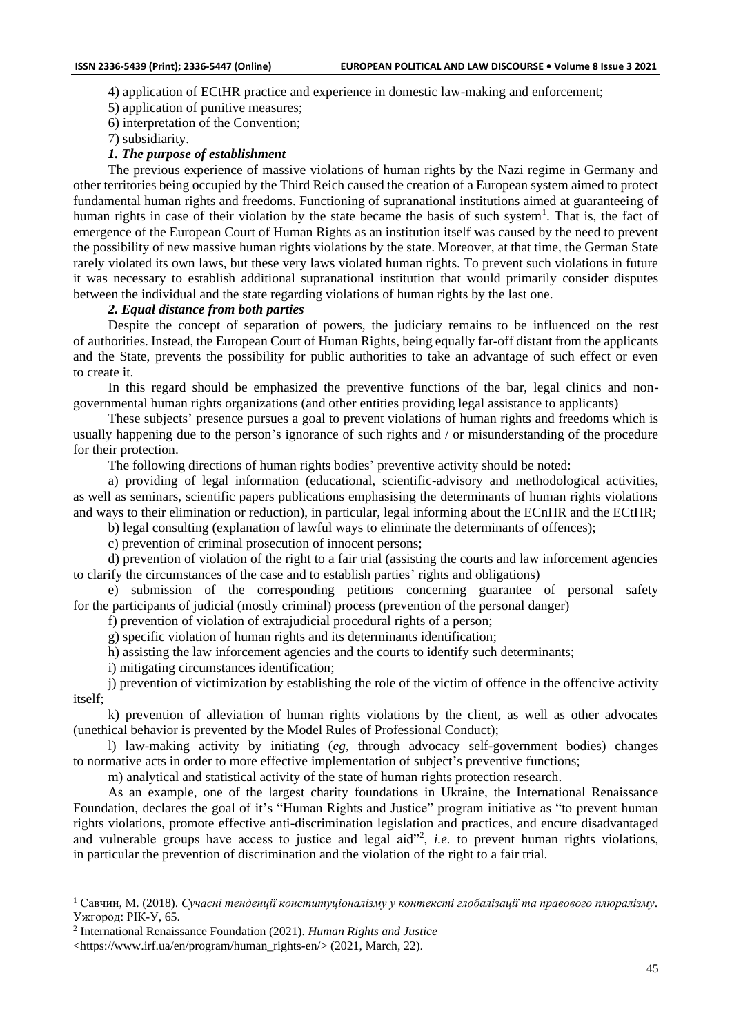4) application of ECtHR practice and experience in domestic law-making and enforcement;

5) application of punitive measures;

6) interpretation of the Convention;

7) subsidiarity.

***1. The purpose of establishment***

The previous experience of massive violations of human rights by the Nazi regime in Germany and other territories being occupied by the Third Reich caused the creation of a European system aimed to protect fundamental human rights and freedoms. Functioning of supranational institutions aimed at guaranteeing of human rights in case of their violation by the state became the basis of such system[1]. That is, the fact of emergence of the European Court of Human Rights as an institution itself was caused by the need to prevent the possibility of new massive human rights violations by the state. Moreover, at that time, the German State rarely violated its own laws, but these very laws violated human rights. To prevent such violations in future it was necessary to establish additional supranational institution that would primarily consider disputes between the individual and the state regarding violations of human rights by the last one.

***2. Equal distance from both parties***

Despite the concept of separation of powers, the judiciary remains to be influenced on the rest of authorities. Instead, the European Court of Human Rights, being equally far-off distant from the applicants and the State, prevents the possibility for public authorities to take an advantage of such effect or even to create it.

In this regard should be emphasized the preventive functions of the bar, legal clinics and non-governmental human rights organizations (and other entities providing legal assistance to applicants)

These subjects' presence pursues a goal to prevent violations of human rights and freedoms which is usually happening due to the person's ignorance of such rights and / or misunderstanding of the procedure for their protection.

The following directions of human rights bodies' preventive activity should be noted:

a) providing of legal information (educational, scientific-advisory and methodological activities, as well as seminars, scientific papers publications emphasising the determinants of human rights violations and ways to their elimination or reduction), in particular, legal informing about the ECnHR and the ECtHR;

b) legal consulting (explanation of lawful ways to eliminate the determinants of offences);

c) prevention of criminal prosecution of innocent persons;

d) prevention of violation of the right to a fair trial (assisting the courts and law inforcement agencies to clarify the circumstances of the case and to establish parties' rights and obligations)

e) submission of the corresponding petitions concerning guarantee of personal safety for the participants of judicial (mostly criminal) process (prevention of the personal danger)

f) prevention of violation of extrajudicial procedural rights of a person;

g) specific violation of human rights and its determinants identification;

h) assisting the law inforcement agencies and the courts to identify such determinants;

i) mitigating circumstances identification;

j) prevention of victimization by establishing the role of the victim of offence in the offencive activity itself;

k) prevention of alleviation of human rights violations by the client, as well as other advocates (unethical behavior is prevented by the Model Rules of Professional Conduct);

l) law-making activity by initiating (*eg*, through advocacy self-government bodies) changes to normative acts in order to more effective implementation of subject's preventive functions;

m) analytical and statistical activity of the state of human rights protection research.

As an example, one of the largest charity foundations in Ukraine, the International Renaissance Foundation, declares the goal of it's "Human Rights and Justice" program initiative as "to prevent human rights violations, promote effective anti-discrimination legislation and practices, and encure disadvantaged and vulnerable groups have access to justice and legal aid"[2], *i.e.* to prevent human rights violations, in particular the prevention of discrimination and the violation of the right to a fair trial.

---

[1] Савчин, М. (2018). *Сучасні тенденції конституціоналізму у контексті глобалізації та правового плюралізму*. Ужгород: РІК-У, 65.

[2] International Renaissance Foundation (2021). *Human Rights and Justice* <https://www.irf.ua/en/program/human_rights-en/> (2021, March, 22).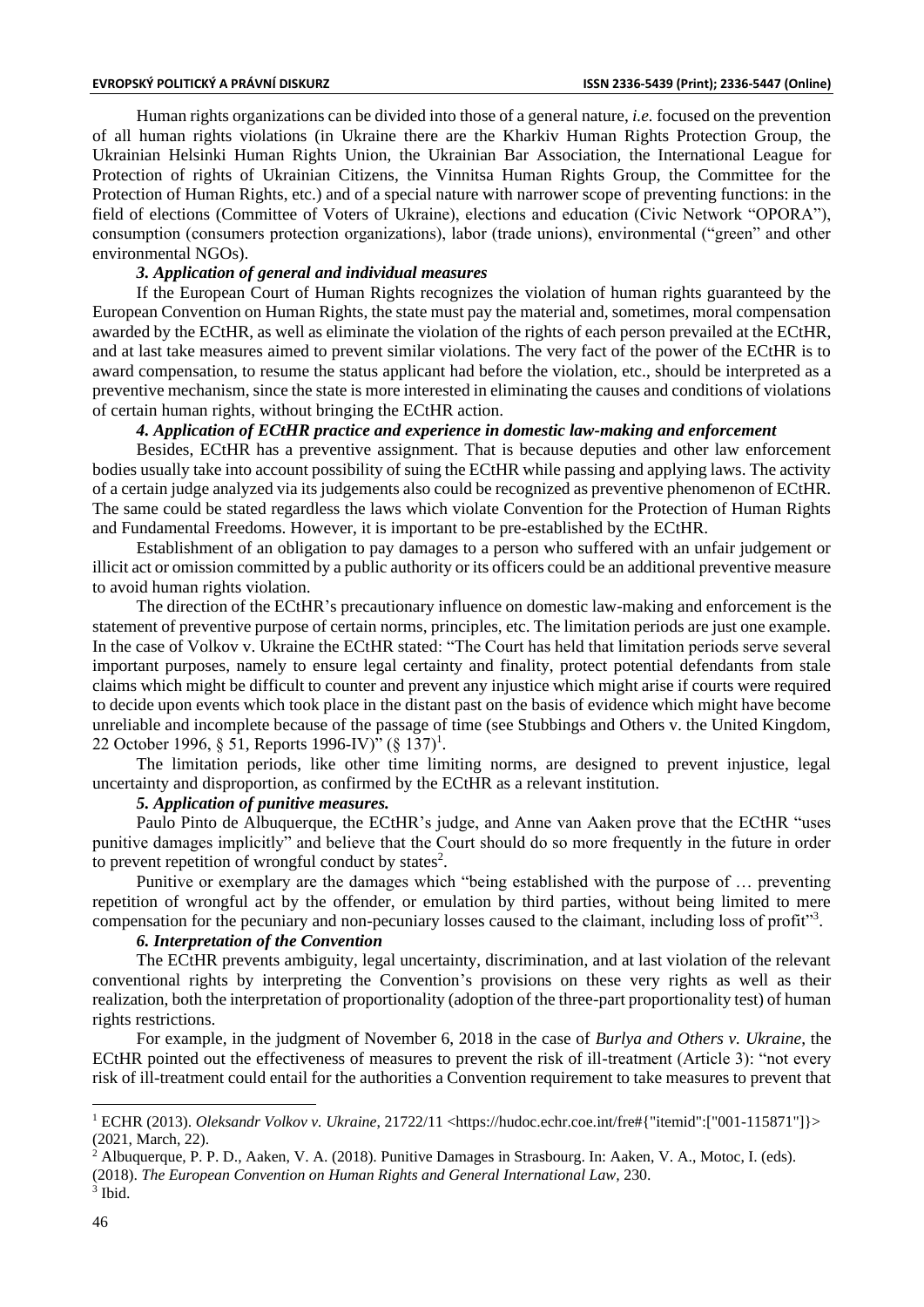Human rights organizations can be divided into those of a general nature, *i.e.* focused on the prevention of all human rights violations (in Ukraine there are the Kharkiv Human Rights Protection Group, the Ukrainian Helsinki Human Rights Union, the Ukrainian Bar Association, the International League for Protection of rights of Ukrainian Citizens, the Vinnitsa Human Rights Group, the Committee for the Protection of Human Rights, etc.) and of a special nature with narrower scope of preventing functions: in the field of elections (Committee of Voters of Ukraine), elections and education (Civic Network "OPORA"), consumption (consumers protection organizations), labor (trade unions), environmental ("green" and other environmental NGOs).

### *3. Application of general and individual measures*

If the European Court of Human Rights recognizes the violation of human rights guaranteed by the European Convention on Human Rights, the state must pay the material and, sometimes, moral compensation awarded by the ECtHR, as well as eliminate the violation of the rights of each person prevailed at the ECtHR, and at last take measures aimed to prevent similar violations. The very fact of the power of the ECtHR is to award compensation, to resume the status applicant had before the violation, etc., should be interpreted as a preventive mechanism, since the state is more interested in eliminating the causes and conditions of violations of certain human rights, without bringing the ECtHR action.

### *4. Application of ECtHR practice and experience in domestic law-making and enforcement*

Besides, ECtHR has a preventive assignment. That is because deputies and other law enforcement bodies usually take into account possibility of suing the ECtHR while passing and applying laws. The activity of a certain judge analyzed via its judgements also could be recognized as preventive phenomenon of ECtHR. The same could be stated regardless the laws which violate Convention for the Protection of Human Rights and Fundamental Freedoms. However, it is important to be pre-established by the ECtHR.

Establishment of an obligation to pay damages to a person who suffered with an unfair judgement or illicit act or omission committed by a public authority or its officers could be an additional preventive measure to avoid human rights violation.

The direction of the ECtHR's precautionary influence on domestic law-making and enforcement is the statement of preventive purpose of certain norms, principles, etc. The limitation periods are just one example. In the case of Volkov v. Ukraine the ECtHR stated: "The Court has held that limitation periods serve several important purposes, namely to ensure legal certainty and finality, protect potential defendants from stale claims which might be difficult to counter and prevent any injustice which might arise if courts were required to decide upon events which took place in the distant past on the basis of evidence which might have become unreliable and incomplete because of the passage of time (see Stubbings and Others v. the United Kingdom, 22 October 1996, § 51, Reports 1996-IV)" (§ 137)[1].

The limitation periods, like other time limiting norms, are designed to prevent injustice, legal uncertainty and disproportion, as confirmed by the ECtHR as a relevant institution.

### *5. Application of punitive measures.*

Paulo Pinto de Albuquerque, the ECtHR's judge, and Anne van Aaken prove that the ECtHR "uses punitive damages implicitly" and believe that the Court should do so more frequently in the future in order to prevent repetition of wrongful conduct by states[2].

Punitive or exemplary are the damages which "being established with the purpose of … preventing repetition of wrongful act by the offender, or emulation by third parties, without being limited to mere compensation for the pecuniary and non-pecuniary losses caused to the claimant, including loss of profit"[3].

### *6. Interpretation of the Convention*

The ECtHR prevents ambiguity, legal uncertainty, discrimination, and at last violation of the relevant conventional rights by interpreting the Convention's provisions on these very rights as well as their realization, both the interpretation of proportionality (adoption of the three-part proportionality test) of human rights restrictions.

For example, in the judgment of November 6, 2018 in the case of *Burlya and Others v. Ukraine*, the ECtHR pointed out the effectiveness of measures to prevent the risk of ill-treatment (Article 3): "not every risk of ill-treatment could entail for the authorities a Convention requirement to take measures to prevent that

---

[1] ECHR (2013). *Oleksandr Volkov v. Ukraine*, 21722/11 <https://hudoc.echr.coe.int/fre#{"itemid":["001-115871"]}> (2021, March, 22).

[2] Albuquerque, P. P. D., Aaken, V. A. (2018). Punitive Damages in Strasbourg. In: Aaken, V. A., Motoc, I. (eds). (2018). *The European Convention on Human Rights and General International Law*, 230.

[3] Ibid.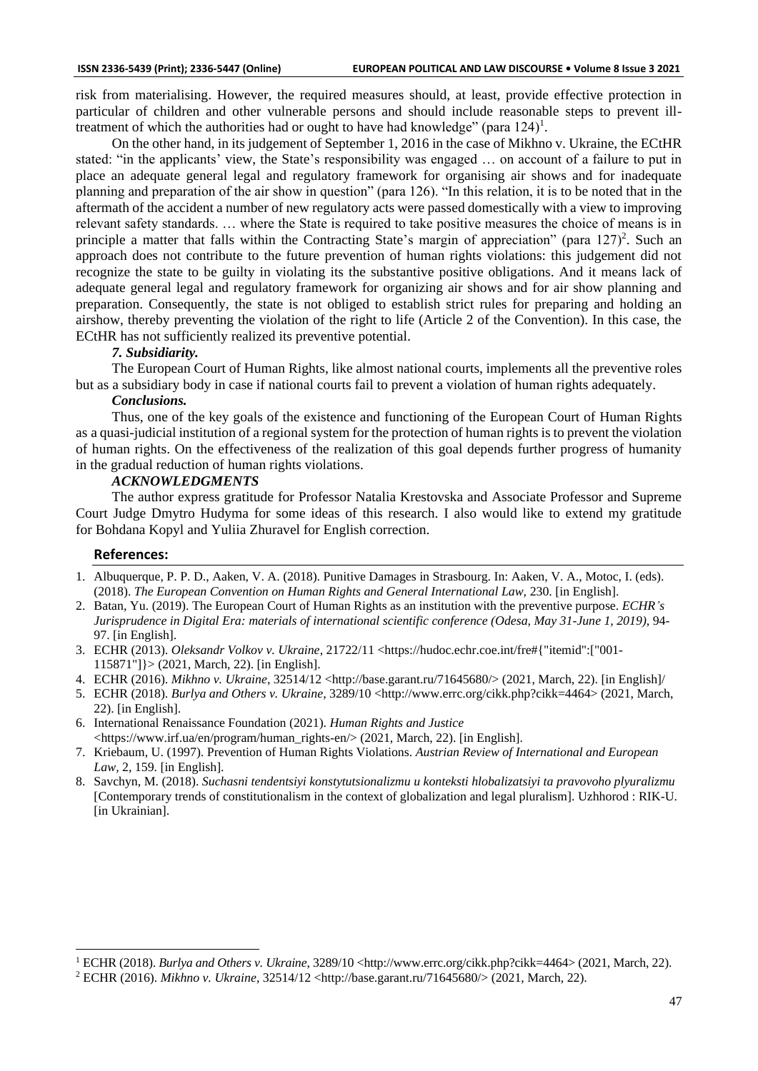risk from materialising. However, the required measures should, at least, provide effective protection in particular of children and other vulnerable persons and should include reasonable steps to prevent ill-treatment of which the authorities had or ought to have had knowledge" (para 124)[1].

On the other hand, in its judgement of September 1, 2016 in the case of Mikhno v. Ukraine, the ECtHR stated: "in the applicants' view, the State's responsibility was engaged … on account of a failure to put in place an adequate general legal and regulatory framework for organising air shows and for inadequate planning and preparation of the air show in question" (para 126). "In this relation, it is to be noted that in the aftermath of the accident a number of new regulatory acts were passed domestically with a view to improving relevant safety standards. … where the State is required to take positive measures the choice of means is in principle a matter that falls within the Contracting State's margin of appreciation" (para 127)[2]. Such an approach does not contribute to the future prevention of human rights violations: this judgement did not recognize the state to be guilty in violating its the substantive positive obligations. And it means lack of adequate general legal and regulatory framework for organizing air shows and for air show planning and preparation. Consequently, the state is not obliged to establish strict rules for preparing and holding an airshow, thereby preventing the violation of the right to life (Article 2 of the Convention). In this case, the ECtHR has not sufficiently realized its preventive potential.

***7. Subsidiarity.***

The European Court of Human Rights, like almost national courts, implements all the preventive roles but as a subsidiary body in case if national courts fail to prevent a violation of human rights adequately.

***Conclusions.***

Thus, one of the key goals of the existence and functioning of the European Court of Human Rights as a quasi-judicial institution of a regional system for the protection of human rights is to prevent the violation of human rights. On the effectiveness of the realization of this goal depends further progress of humanity in the gradual reduction of human rights violations.

***ACKNOWLEDGMENTS***

The author express gratitude for Professor Natalia Krestovska and Associate Professor and Supreme Court Judge Dmytro Hudyma for some ideas of this research. I also would like to extend my gratitude for Bohdana Kopyl and Yuliia Zhuravel for English correction.

## References:

1. Albuquerque, P. P. D., Aaken, V. A. (2018). Punitive Damages in Strasbourg. In: Aaken, V. A., Motoc, I. (eds). (2018). *The European Convention on Human Rights and General International Law,* 230. [in English].
2. Batan, Yu. (2019). The European Court of Human Rights as an institution with the preventive purpose. *ECHR's Jurisprudence in Digital Era: materials of international scientific conference (Odesa, May 31-June 1, 2019)*, 94-97. [in English].
3. ECHR (2013). *Oleksandr Volkov v. Ukraine*, 21722/11 <https://hudoc.echr.coe.int/fre#{"itemid":["001-115871"]}> (2021, March, 22). [in English].
4. ECHR (2016). *Mikhno v. Ukraine*, 32514/12 <http://base.garant.ru/71645680/> (2021, March, 22). [in English]/
5. ECHR (2018). *Burlya and Others v. Ukraine*, 3289/10 <http://www.errc.org/cikk.php?cikk=4464> (2021, March, 22). [in English].
6. International Renaissance Foundation (2021). *Human Rights and Justice* <https://www.irf.ua/en/program/human_rights-en/> (2021, March, 22). [in English].
7. Kriebaum, U. (1997). Prevention of Human Rights Violations. *Austrian Review of International and European Law*, 2, 159. [in English].
8. Savchyn, M. (2018). *Suchasni tendentsiyi konstytutsionalizmu u konteksti hlobalizatsiyi ta pravovoho plyuralizmu* [Contemporary trends of constitutionalism in the context of globalization and legal pluralism]. Uzhhorod : RIK-U. [in Ukrainian].

---

[1] ECHR (2018). *Burlya and Others v. Ukraine*, 3289/10 <http://www.errc.org/cikk.php?cikk=4464> (2021, March, 22).

[2] ECHR (2016). *Mikhno v. Ukraine*, 32514/12 <http://base.garant.ru/71645680/> (2021, March, 22).